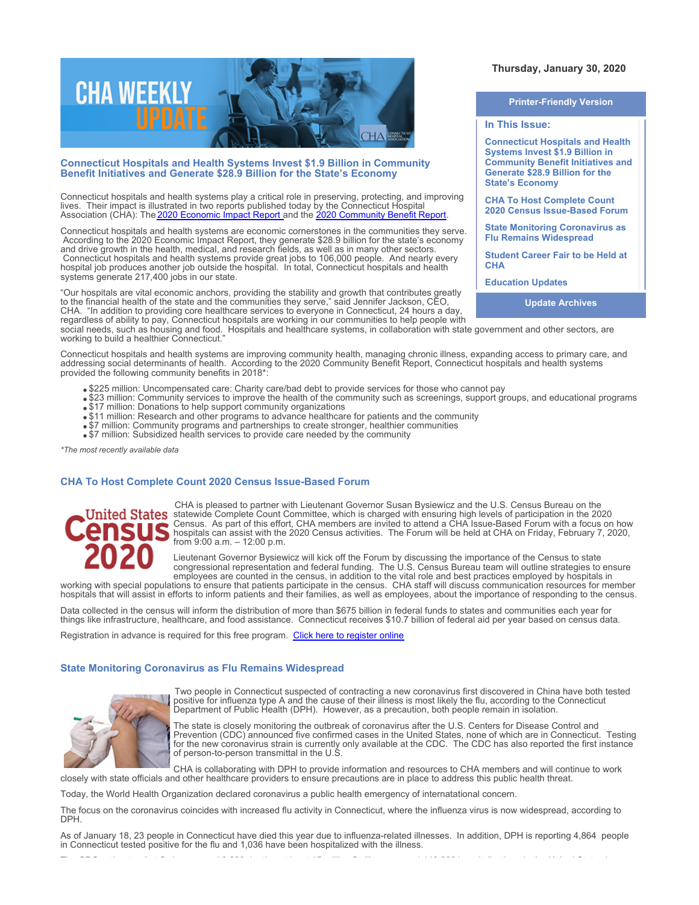Thursday, January 30, 2020

Printer-Friendly Version

**In This Issue:**

- Connecticut Hospitals and Health Systems Invest $1.9 Billion in Community Benefit Initiatives and Generate $28.9 Billion for the State's Economy
- CHA To Host Complete Count 2020 Census Issue-Based Forum
- State Monitoring Coronavirus as Flu Remains Widespread
- Student Career Fair to be Held at CHA
- Education Updates

Update Archives

## Connecticut Hospitals and Health Systems Invest $1.9 Billion in Community Benefit Initiatives and Generate $28.9 Billion for the State's Economy

Connecticut hospitals and health systems play a critical role in preserving, protecting, and improving lives. Their impact is illustrated in two reports published today by the Connecticut Hospital Association (CHA): The 2020 Economic Impact Report and the 2020 Community Benefit Report.

Connecticut hospitals and health systems are economic cornerstones in the communities they serve. According to the 2020 Economic Impact Report, they generate $28.9 billion for the state's economy and drive growth in the health, medical, and research fields, as well as in many other sectors. Connecticut hospitals and health systems provide great jobs to 106,000 people. And nearly every hospital job produces another job outside the hospital. In total, Connecticut hospitals and health systems generate 217,400 jobs in our state.

"Our hospitals are vital economic anchors, providing the stability and growth that contributes greatly to the financial health of the state and the communities they serve," said Jennifer Jackson, CEO, CHA. "In addition to providing core healthcare services to everyone in Connecticut, 24 hours a day, regardless of ability to pay, Connecticut hospitals are working in our communities to help people with social needs, such as housing and food. Hospitals and healthcare systems, in collaboration with state government and other sectors, are working to build a healthier Connecticut."

Connecticut hospitals and health systems are improving community health, managing chronic illness, expanding access to primary care, and addressing social determinants of health. According to the 2020 Community Benefit Report, Connecticut hospitals and health systems provided the following community benefits in 2018*:

- $225 million: Uncompensated care: Charity care/bad debt to provide services for those who cannot pay
- $23 million: Community services to improve the health of the community such as screenings, support groups, and educational programs
- $17 million: Donations to help support community organizations
- $11 million: Research and other programs to advance healthcare for patients and the community
- $7 million: Community programs and partnerships to create stronger, healthier communities
- $7 million: Subsidized health services to provide care needed by the community

*\*The most recently available data*

## CHA To Host Complete Count 2020 Census Issue-Based Forum

CHA is pleased to partner with Lieutenant Governor Susan Bysiewicz and the U.S. Census Bureau on the statewide Complete Count Committee, which is charged with ensuring high levels of participation in the 2020 Census. As part of this effort, CHA members are invited to attend a CHA Issue-Based Forum with a focus on how hospitals can assist with the 2020 Census activities. The Forum will be held at CHA on Friday, February 7, 2020, from 9:00 a.m. – 12:00 p.m.

Lieutenant Governor Bysiewicz will kick off the Forum by discussing the importance of the Census to state congressional representation and federal funding. The U.S. Census Bureau team will outline strategies to ensure employees are counted in the census, in addition to the vital role and best practices employed by hospitals in working with special populations to ensure that patients participate in the census. CHA staff will discuss communication resources for member hospitals that will assist in efforts to inform patients and their families, as well as employees, about the importance of responding to the census.

Data collected in the census will inform the distribution of more than $675 billion in federal funds to states and communities each year for things like infrastructure, healthcare, and food assistance. Connecticut receives $10.7 billion of federal aid per year based on census data.

Registration in advance is required for this free program. Click here to register online

## State Monitoring Coronavirus as Flu Remains Widespread

Two people in Connecticut suspected of contracting a new coronavirus first discovered in China have both tested positive for influenza type A and the cause of their illness is most likely the flu, according to the Connecticut Department of Public Health (DPH). However, as a precaution, both people remain in isolation.

The state is closely monitoring the outbreak of coronavirus after the U.S. Centers for Disease Control and Prevention (CDC) announced five confirmed cases in the United States, none of which are in Connecticut. Testing for the new coronavirus strain is currently only available at the CDC. The CDC has also reported the first instance of person-to-person transmittal in the U.S.

CHA is collaborating with DPH to provide information and resources to CHA members and will continue to work closely with state officials and other healthcare providers to ensure precautions are in place to address this public health threat.

Today, the World Health Organization declared coronavirus a public health emergency of internatational concern.

The focus on the coronavirus coincides with increased flu activity in Connecticut, where the influenza virus is now widespread, according to DPH.

As of January 18, 23 people in Connecticut have died this year due to influenza-related illnesses. In addition, DPH is reporting 4,864 people in Connecticut tested positive for the flu and 1,036 have been hospitalized with the illness.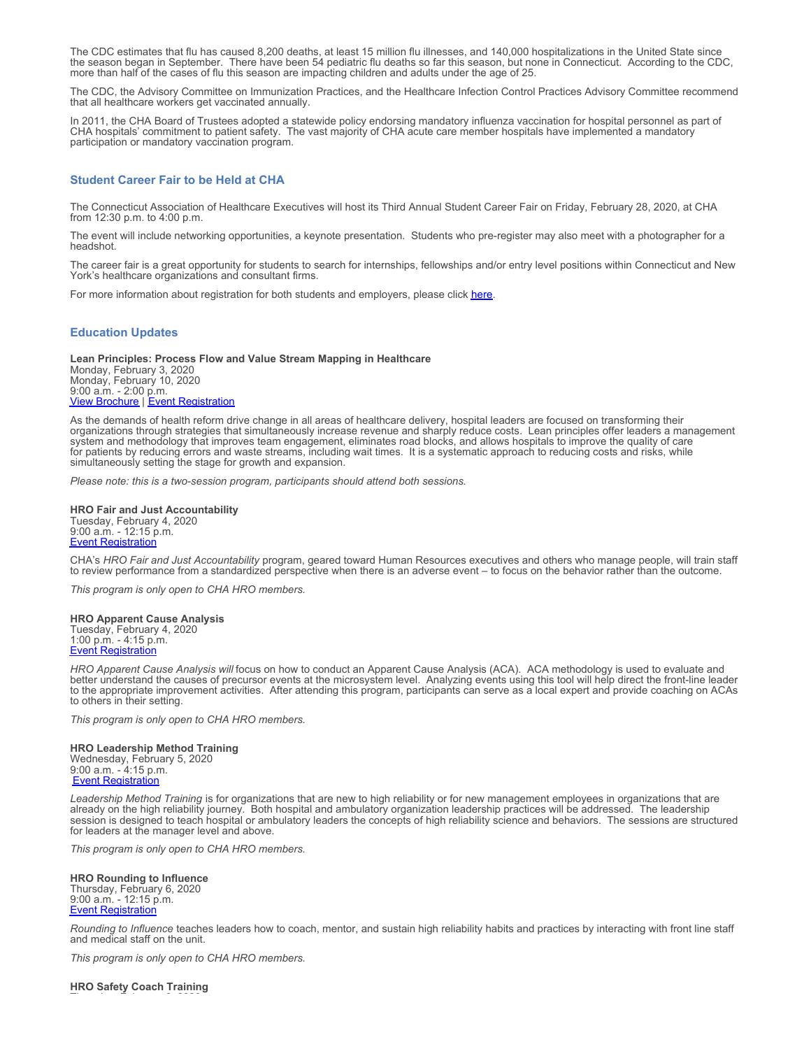The CDC estimates that flu has caused 8,200 deaths, at least 15 million flu illnesses, and 140,000 hospitalizations in the United State since the season began in September. There have been 54 pediatric flu deaths so far this season, but none in Connecticut. According to the CDC, more than half of the cases of flu this season are impacting children and adults under the age of 25.

The CDC, the Advisory Committee on Immunization Practices, and the Healthcare Infection Control Practices Advisory Committee recommend that all healthcare workers get vaccinated annually.

In 2011, the CHA Board of Trustees adopted a statewide policy endorsing mandatory influenza vaccination for hospital personnel as part of CHA hospitals' commitment to patient safety. The vast majority of CHA acute care member hospitals have implemented a mandatory participation or mandatory vaccination program.

## Student Career Fair to be Held at CHA

The Connecticut Association of Healthcare Executives will host its Third Annual Student Career Fair on Friday, February 28, 2020, at CHA from 12:30 p.m. to 4:00 p.m.

The event will include networking opportunities, a keynote presentation. Students who pre-register may also meet with a photographer for a headshot.

The career fair is a great opportunity for students to search for internships, fellowships and/or entry level positions within Connecticut and New York's healthcare organizations and consultant firms.

For more information about registration for both students and employers, please click here.

## Education Updates

**Lean Principles: Process Flow and Value Stream Mapping in Healthcare**
Monday, February 3, 2020
Monday, February 10, 2020
9:00 a.m. - 2:00 p.m.
View Brochure | Event Registration

As the demands of health reform drive change in all areas of healthcare delivery, hospital leaders are focused on transforming their organizations through strategies that simultaneously increase revenue and sharply reduce costs. Lean principles offer leaders a management system and methodology that improves team engagement, eliminates road blocks, and allows hospitals to improve the quality of care for patients by reducing errors and waste streams, including wait times. It is a systematic approach to reducing costs and risks, while simultaneously setting the stage for growth and expansion.

*Please note: this is a two-session program, participants should attend both sessions.*

**HRO Fair and Just Accountability**
Tuesday, February 4, 2020
9:00 a.m. - 12:15 p.m.
Event Registration

CHA's *HRO Fair and Just Accountability* program, geared toward Human Resources executives and others who manage people, will train staff to review performance from a standardized perspective when there is an adverse event – to focus on the behavior rather than the outcome.

*This program is only open to CHA HRO members.*

**HRO Apparent Cause Analysis**
Tuesday, February 4, 2020
1:00 p.m. - 4:15 p.m.
Event Registration

*HRO Apparent Cause Analysis will* focus on how to conduct an Apparent Cause Analysis (ACA). ACA methodology is used to evaluate and better understand the causes of precursor events at the microsystem level. Analyzing events using this tool will help direct the front-line leader to the appropriate improvement activities. After attending this program, participants can serve as a local expert and provide coaching on ACAs to others in their setting.

*This program is only open to CHA HRO members.*

**HRO Leadership Method Training**
Wednesday, February 5, 2020
9:00 a.m. - 4:15 p.m.
Event Registration

*Leadership Method Training* is for organizations that are new to high reliability or for new management employees in organizations that are already on the high reliability journey. Both hospital and ambulatory organization leadership practices will be addressed. The leadership session is designed to teach hospital or ambulatory leaders the concepts of high reliability science and behaviors. The sessions are structured for leaders at the manager level and above.

*This program is only open to CHA HRO members.*

**HRO Rounding to Influence**
Thursday, February 6, 2020
9:00 a.m. - 12:15 p.m.
Event Registration

*Rounding to Influence* teaches leaders how to coach, mentor, and sustain high reliability habits and practices by interacting with front line staff and medical staff on the unit.

*This program is only open to CHA HRO members.*

**HRO Safety Coach Training**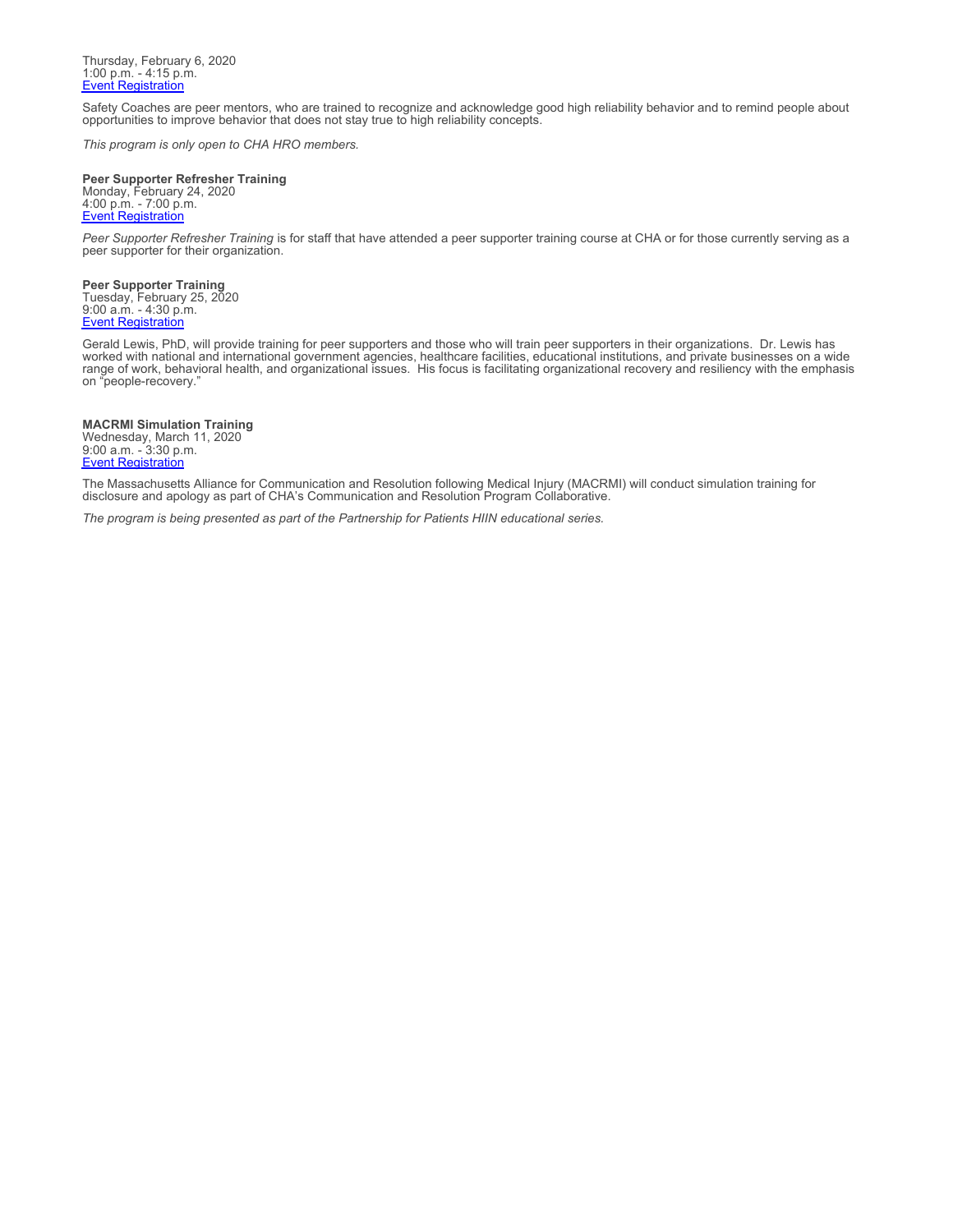Thursday, February 6, 2020
1:00 p.m. - 4:15 p.m.
[Event Registration]

Safety Coaches are peer mentors, who are trained to recognize and acknowledge good high reliability behavior and to remind people about opportunities to improve behavior that does not stay true to high reliability concepts.

*This program is only open to CHA HRO members.*

**Peer Supporter Refresher Training**
Monday, February 24, 2020
4:00 p.m. - 7:00 p.m.
[Event Registration]

*Peer Supporter Refresher Training* is for staff that have attended a peer supporter training course at CHA or for those currently serving as a peer supporter for their organization.

**Peer Supporter Training**
Tuesday, February 25, 2020
9:00 a.m. - 4:30 p.m.
[Event Registration]

Gerald Lewis, PhD, will provide training for peer supporters and those who will train peer supporters in their organizations. Dr. Lewis has worked with national and international government agencies, healthcare facilities, educational institutions, and private businesses on a wide range of work, behavioral health, and organizational issues. His focus is facilitating organizational recovery and resiliency with the emphasis on "people-recovery."

**MACRMI Simulation Training**
Wednesday, March 11, 2020
9:00 a.m. - 3:30 p.m.
[Event Registration]

The Massachusetts Alliance for Communication and Resolution following Medical Injury (MACRMI) will conduct simulation training for disclosure and apology as part of CHA's Communication and Resolution Program Collaborative.

*The program is being presented as part of the Partnership for Patients HIIN educational series.*